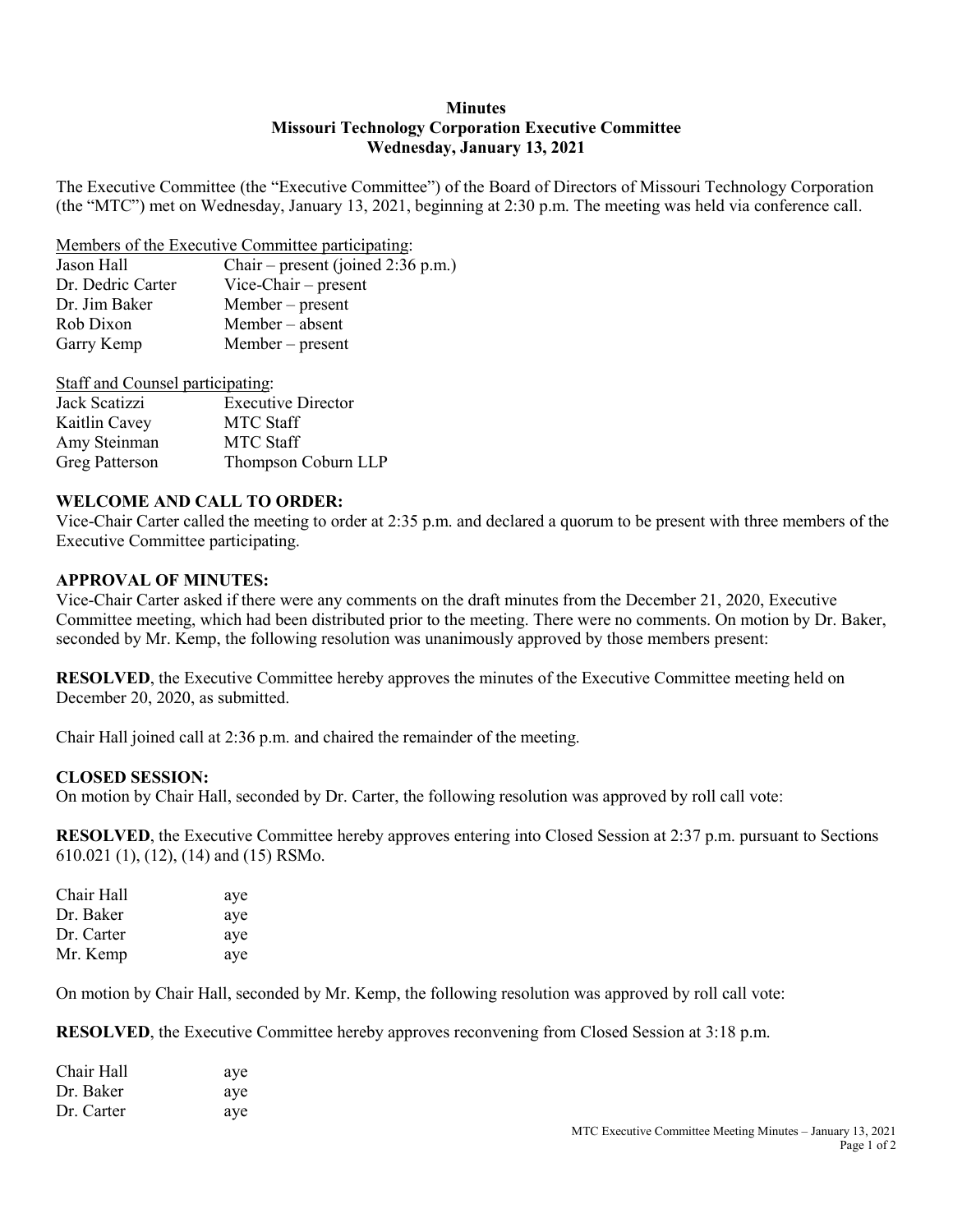**Minutes**
**Missouri Technology Corporation Executive Committee**
**Wednesday, January 13, 2021**

The Executive Committee (the "Executive Committee") of the Board of Directors of Missouri Technology Corporation (the "MTC") met on Wednesday, January 13, 2021, beginning at 2:30 p.m. The meeting was held via conference call.

Members of the Executive Committee participating:

| | |
|---|---|
| Jason Hall | Chair – present (joined 2:36 p.m.) |
| Dr. Dedric Carter | Vice-Chair – present |
| Dr. Jim Baker | Member – present |
| Rob Dixon | Member – absent |
| Garry Kemp | Member – present |

Staff and Counsel participating:

| | |
|---|---|
| Jack Scatizzi | Executive Director |
| Kaitlin Cavey | MTC Staff |
| Amy Steinman | MTC Staff |
| Greg Patterson | Thompson Coburn LLP |

**WELCOME AND CALL TO ORDER:**
Vice-Chair Carter called the meeting to order at 2:35 p.m. and declared a quorum to be present with three members of the Executive Committee participating.

**APPROVAL OF MINUTES:**
Vice-Chair Carter asked if there were any comments on the draft minutes from the December 21, 2020, Executive Committee meeting, which had been distributed prior to the meeting. There were no comments. On motion by Dr. Baker, seconded by Mr. Kemp, the following resolution was unanimously approved by those members present:

**RESOLVED**, the Executive Committee hereby approves the minutes of the Executive Committee meeting held on December 20, 2020, as submitted.

Chair Hall joined call at 2:36 p.m. and chaired the remainder of the meeting.

**CLOSED SESSION:**
On motion by Chair Hall, seconded by Dr. Carter, the following resolution was approved by roll call vote:

**RESOLVED**, the Executive Committee hereby approves entering into Closed Session at 2:37 p.m. pursuant to Sections 610.021 (1), (12), (14) and (15) RSMo.

| | |
|---|---|
| Chair Hall | aye |
| Dr. Baker | aye |
| Dr. Carter | aye |
| Mr. Kemp | aye |

On motion by Chair Hall, seconded by Mr. Kemp, the following resolution was approved by roll call vote:

**RESOLVED**, the Executive Committee hereby approves reconvening from Closed Session at 3:18 p.m.

| | |
|---|---|
| Chair Hall | aye |
| Dr. Baker | aye |
| Dr. Carter | aye |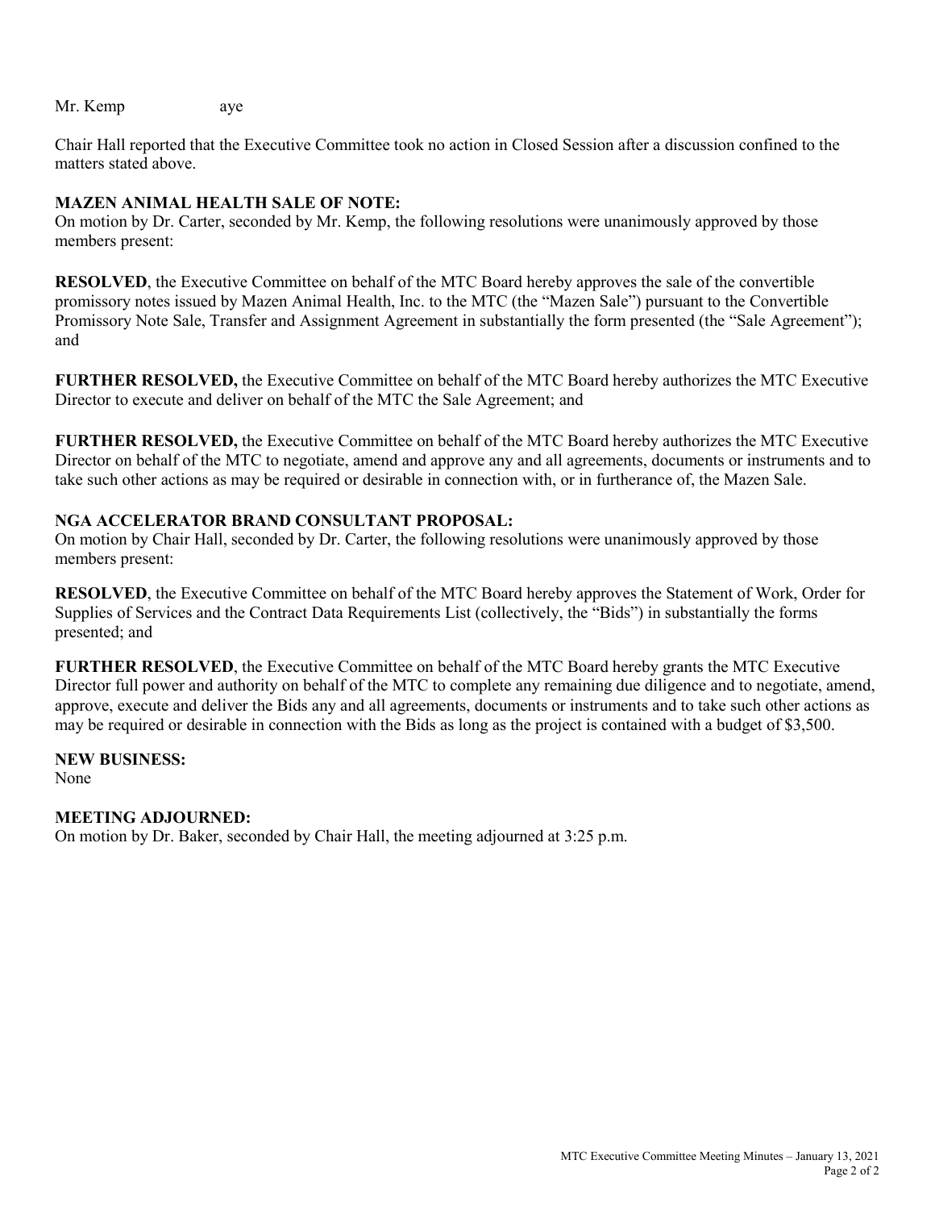Mr. Kemp aye

Chair Hall reported that the Executive Committee took no action in Closed Session after a discussion confined to the matters stated above.

**MAZEN ANIMAL HEALTH SALE OF NOTE:**
On motion by Dr. Carter, seconded by Mr. Kemp, the following resolutions were unanimously approved by those members present:

**RESOLVED**, the Executive Committee on behalf of the MTC Board hereby approves the sale of the convertible promissory notes issued by Mazen Animal Health, Inc. to the MTC (the "Mazen Sale") pursuant to the Convertible Promissory Note Sale, Transfer and Assignment Agreement in substantially the form presented (the "Sale Agreement"); and

**FURTHER RESOLVED,** the Executive Committee on behalf of the MTC Board hereby authorizes the MTC Executive Director to execute and deliver on behalf of the MTC the Sale Agreement; and

**FURTHER RESOLVED,** the Executive Committee on behalf of the MTC Board hereby authorizes the MTC Executive Director on behalf of the MTC to negotiate, amend and approve any and all agreements, documents or instruments and to take such other actions as may be required or desirable in connection with, or in furtherance of, the Mazen Sale.

**NGA ACCELERATOR BRAND CONSULTANT PROPOSAL:**
On motion by Chair Hall, seconded by Dr. Carter, the following resolutions were unanimously approved by those members present:

**RESOLVED**, the Executive Committee on behalf of the MTC Board hereby approves the Statement of Work, Order for Supplies of Services and the Contract Data Requirements List (collectively, the "Bids") in substantially the forms presented; and

**FURTHER RESOLVED**, the Executive Committee on behalf of the MTC Board hereby grants the MTC Executive Director full power and authority on behalf of the MTC to complete any remaining due diligence and to negotiate, amend, approve, execute and deliver the Bids any and all agreements, documents or instruments and to take such other actions as may be required or desirable in connection with the Bids as long as the project is contained with a budget of $3,500.

**NEW BUSINESS:**
None

**MEETING ADJOURNED:**
On motion by Dr. Baker, seconded by Chair Hall, the meeting adjourned at 3:25 p.m.